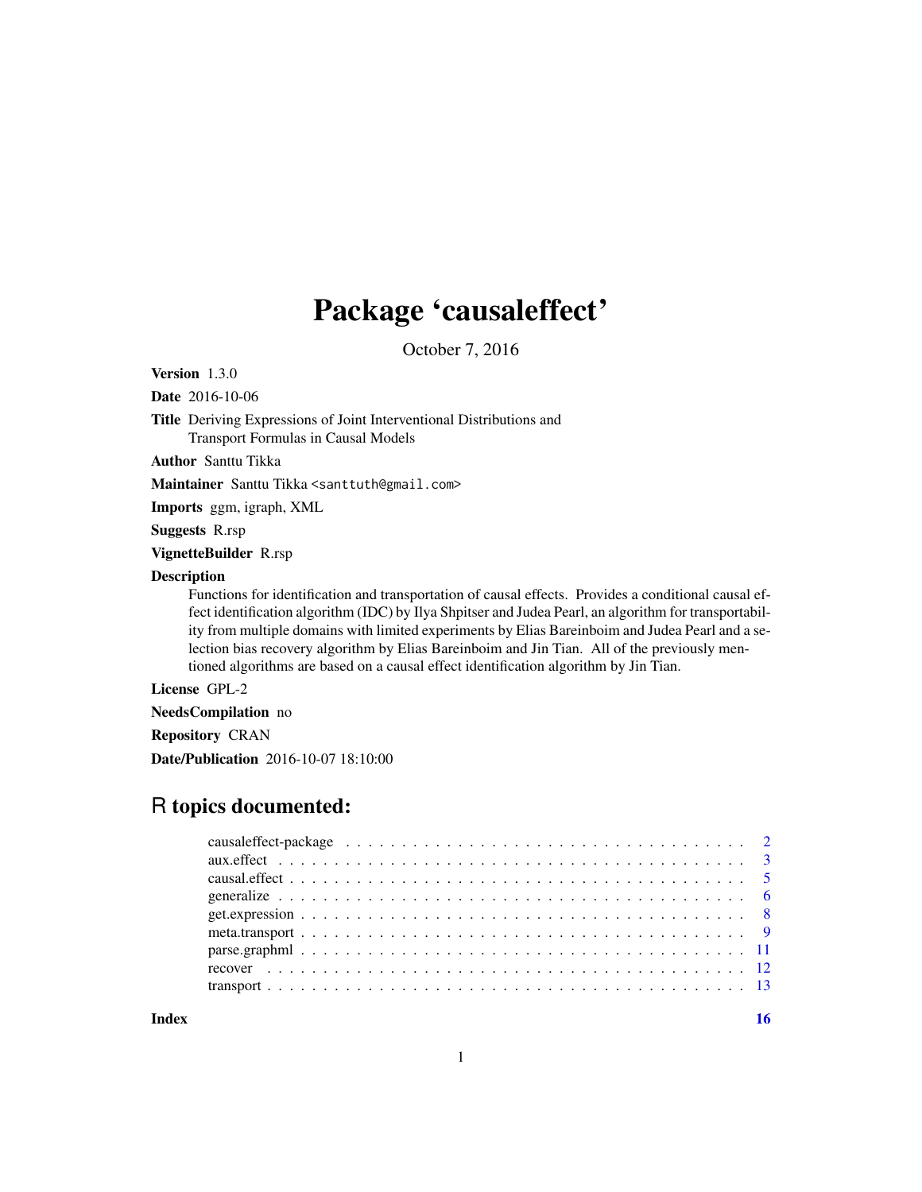# Package 'causaleffect'

October 7, 2016

**Version** 1.3.0

**Date** 2016-10-06

**Title** Deriving Expressions of Joint Interventional Distributions and Transport Formulas in Causal Models

**Author** Santtu Tikka

**Maintainer** Santtu Tikka <santtuth@gmail.com>

**Imports** ggm, igraph, XML

**Suggests** R.rsp

**VignetteBuilder** R.rsp

**Description**
Functions for identification and transportation of causal effects. Provides a conditional causal effect identification algorithm (IDC) by Ilya Shpitser and Judea Pearl, an algorithm for transportability from multiple domains with limited experiments by Elias Bareinboim and Judea Pearl and a selection bias recovery algorithm by Elias Bareinboim and Jin Tian. All of the previously mentioned algorithms are based on a causal effect identification algorithm by Jin Tian.

**License** GPL-2

**NeedsCompilation** no

**Repository** CRAN

**Date/Publication** 2016-10-07 18:10:00

## R topics documented:

| | |
|---|---|
| causaleffect-package | 2 |
| aux.effect | 3 |
| causal.effect | 5 |
| generalize | 6 |
| get.expression | 8 |
| meta.transport | 9 |
| parse.graphml | 11 |
| recover | 12 |
| transport | 13 |
| **Index** | **16** |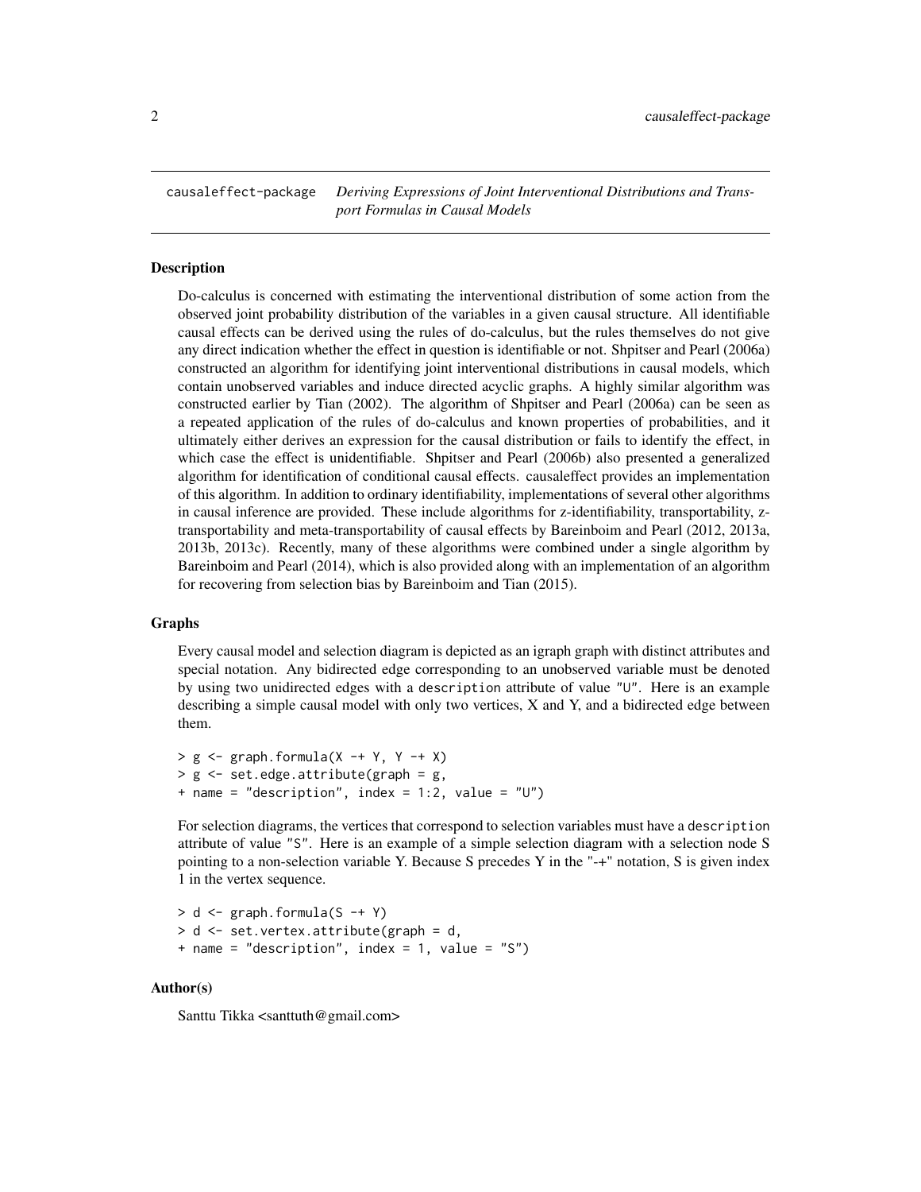causaleffect-package *Deriving Expressions of Joint Interventional Distributions and Transport Formulas in Causal Models*

### Description

Do-calculus is concerned with estimating the interventional distribution of some action from the observed joint probability distribution of the variables in a given causal structure. All identifiable causal effects can be derived using the rules of do-calculus, but the rules themselves do not give any direct indication whether the effect in question is identifiable or not. Shpitser and Pearl (2006a) constructed an algorithm for identifying joint interventional distributions in causal models, which contain unobserved variables and induce directed acyclic graphs. A highly similar algorithm was constructed earlier by Tian (2002). The algorithm of Shpitser and Pearl (2006a) can be seen as a repeated application of the rules of do-calculus and known properties of probabilities, and it ultimately either derives an expression for the causal distribution or fails to identify the effect, in which case the effect is unidentifiable. Shpitser and Pearl (2006b) also presented a generalized algorithm for identification of conditional causal effects. causaleffect provides an implementation of this algorithm. In addition to ordinary identifiability, implementations of several other algorithms in causal inference are provided. These include algorithms for z-identifiability, transportability, z-transportability and meta-transportability of causal effects by Bareinboim and Pearl (2012, 2013a, 2013b, 2013c). Recently, many of these algorithms were combined under a single algorithm by Bareinboim and Pearl (2014), which is also provided along with an implementation of an algorithm for recovering from selection bias by Bareinboim and Tian (2015).

### Graphs

Every causal model and selection diagram is depicted as an igraph graph with distinct attributes and special notation. Any bidirected edge corresponding to an unobserved variable must be denoted by using two unidirected edges with a `description` attribute of value "U". Here is an example describing a simple causal model with only two vertices, X and Y, and a bidirected edge between them.

```
> g <- graph.formula(X -+ Y, Y -+ X)
> g <- set.edge.attribute(graph = g,
+ name = "description", index = 1:2, value = "U")
```

For selection diagrams, the vertices that correspond to selection variables must have a `description` attribute of value "S". Here is an example of a simple selection diagram with a selection node S pointing to a non-selection variable Y. Because S precedes Y in the "-+" notation, S is given index 1 in the vertex sequence.

```
> d <- graph.formula(S -+ Y)
> d <- set.vertex.attribute(graph = d,
+ name = "description", index = 1, value = "S")
```

### Author(s)

Santtu Tikka <santtuth@gmail.com>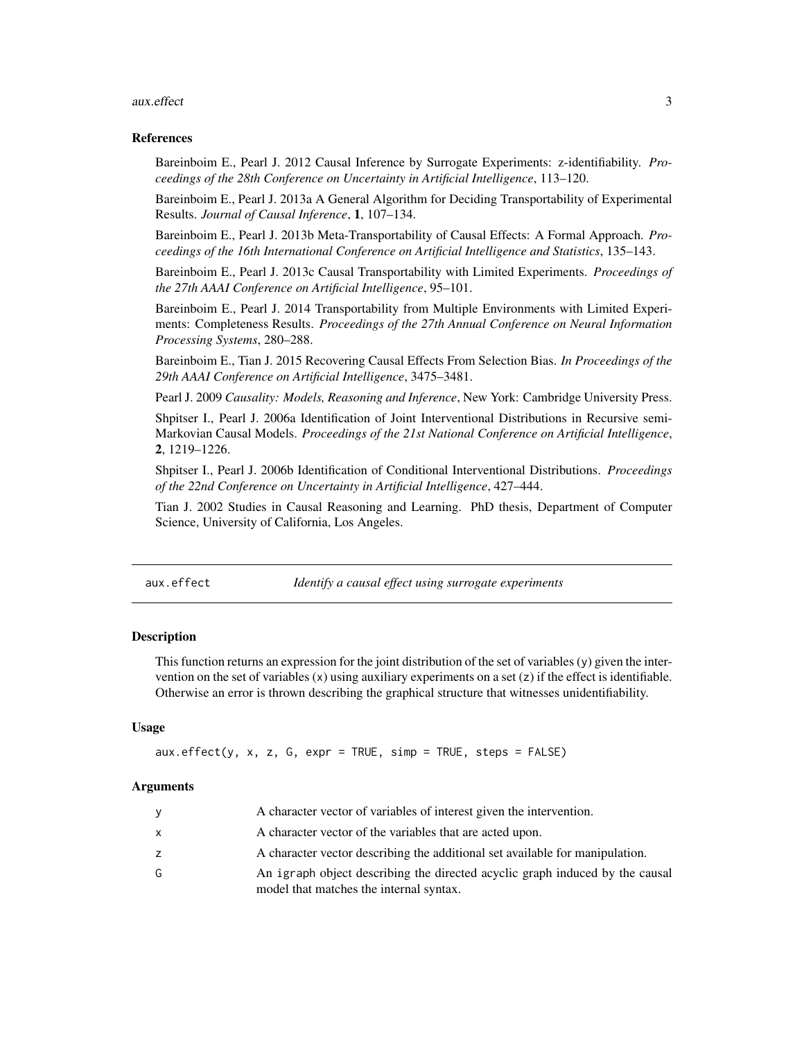## References

Bareinboim E., Pearl J. 2012 Causal Inference by Surrogate Experiments: z-identifiability. *Proceedings of the 28th Conference on Uncertainty in Artificial Intelligence*, 113–120.

Bareinboim E., Pearl J. 2013a A General Algorithm for Deciding Transportability of Experimental Results. *Journal of Causal Inference*, **1**, 107–134.

Bareinboim E., Pearl J. 2013b Meta-Transportability of Causal Effects: A Formal Approach. *Proceedings of the 16th International Conference on Artificial Intelligence and Statistics*, 135–143.

Bareinboim E., Pearl J. 2013c Causal Transportability with Limited Experiments. *Proceedings of the 27th AAAI Conference on Artificial Intelligence*, 95–101.

Bareinboim E., Pearl J. 2014 Transportability from Multiple Environments with Limited Experiments: Completeness Results. *Proceedings of the 27th Annual Conference on Neural Information Processing Systems*, 280–288.

Bareinboim E., Tian J. 2015 Recovering Causal Effects From Selection Bias. *In Proceedings of the 29th AAAI Conference on Artificial Intelligence*, 3475–3481.

Pearl J. 2009 *Causality: Models, Reasoning and Inference*, New York: Cambridge University Press.

Shpitser I., Pearl J. 2006a Identification of Joint Interventional Distributions in Recursive semi-Markovian Causal Models. *Proceedings of the 21st National Conference on Artificial Intelligence*, **2**, 1219–1226.

Shpitser I., Pearl J. 2006b Identification of Conditional Interventional Distributions. *Proceedings of the 22nd Conference on Uncertainty in Artificial Intelligence*, 427–444.

Tian J. 2002 Studies in Causal Reasoning and Learning. PhD thesis, Department of Computer Science, University of California, Los Angeles.

---

# aux.effect — *Identify a causal effect using surrogate experiments*

## Description

This function returns an expression for the joint distribution of the set of variables (y) given the intervention on the set of variables (x) using auxiliary experiments on a set (z) if the effect is identifiable. Otherwise an error is thrown describing the graphical structure that witnesses unidentifiability.

## Usage

```
aux.effect(y, x, z, G, expr = TRUE, simp = TRUE, steps = FALSE)
```

## Arguments

| | |
|---|---|
| y | A character vector of variables of interest given the intervention. |
| x | A character vector of the variables that are acted upon. |
| z | A character vector describing the additional set available for manipulation. |
| G | An igraph object describing the directed acyclic graph induced by the causal model that matches the internal syntax. |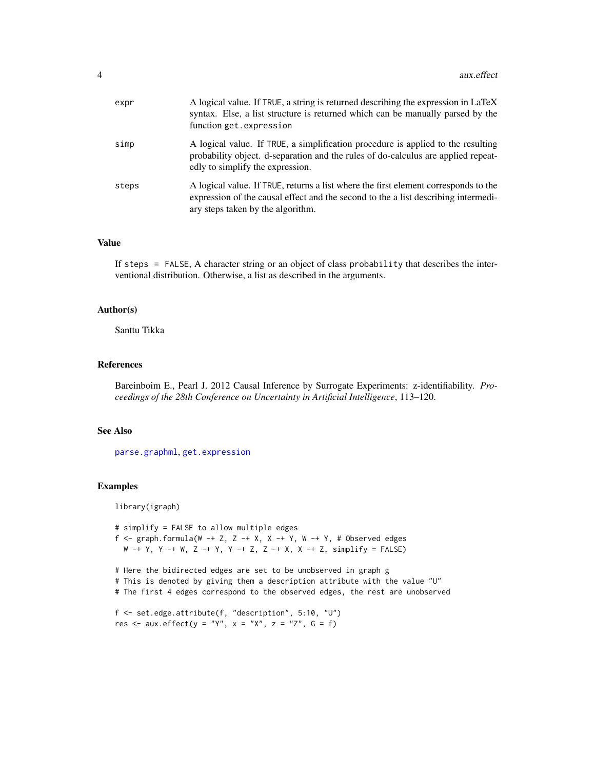expr
A logical value. If TRUE, a string is returned describing the expression in LaTeX syntax. Else, a list structure is returned which can be manually parsed by the function get.expression

simp
A logical value. If TRUE, a simplification procedure is applied to the resulting probability object. d-separation and the rules of do-calculus are applied repeatedly to simplify the expression.

steps
A logical value. If TRUE, returns a list where the first element corresponds to the expression of the causal effect and the second to the a list describing intermediary steps taken by the algorithm.

## Value

If steps = FALSE, A character string or an object of class probability that describes the interventional distribution. Otherwise, a list as described in the arguments.

## Author(s)

Santtu Tikka

## References

Bareinboim E., Pearl J. 2012 Causal Inference by Surrogate Experiments: z-identifiability. *Proceedings of the 28th Conference on Uncertainty in Artificial Intelligence*, 113–120.

## See Also

parse.graphml, get.expression

## Examples

```
library(igraph)

# simplify = FALSE to allow multiple edges
f <- graph.formula(W -+ Z, Z -+ X, X -+ Y, W -+ Y, # Observed edges
  W -+ Y, Y -+ W, Z -+ Y, Y -+ Z, Z -+ X, X -+ Z, simplify = FALSE)

# Here the bidirected edges are set to be unobserved in graph g
# This is denoted by giving them a description attribute with the value "U"
# The first 4 edges correspond to the observed edges, the rest are unobserved

f <- set.edge.attribute(f, "description", 5:10, "U")
res <- aux.effect(y = "Y", x = "X", z = "Z", G = f)
```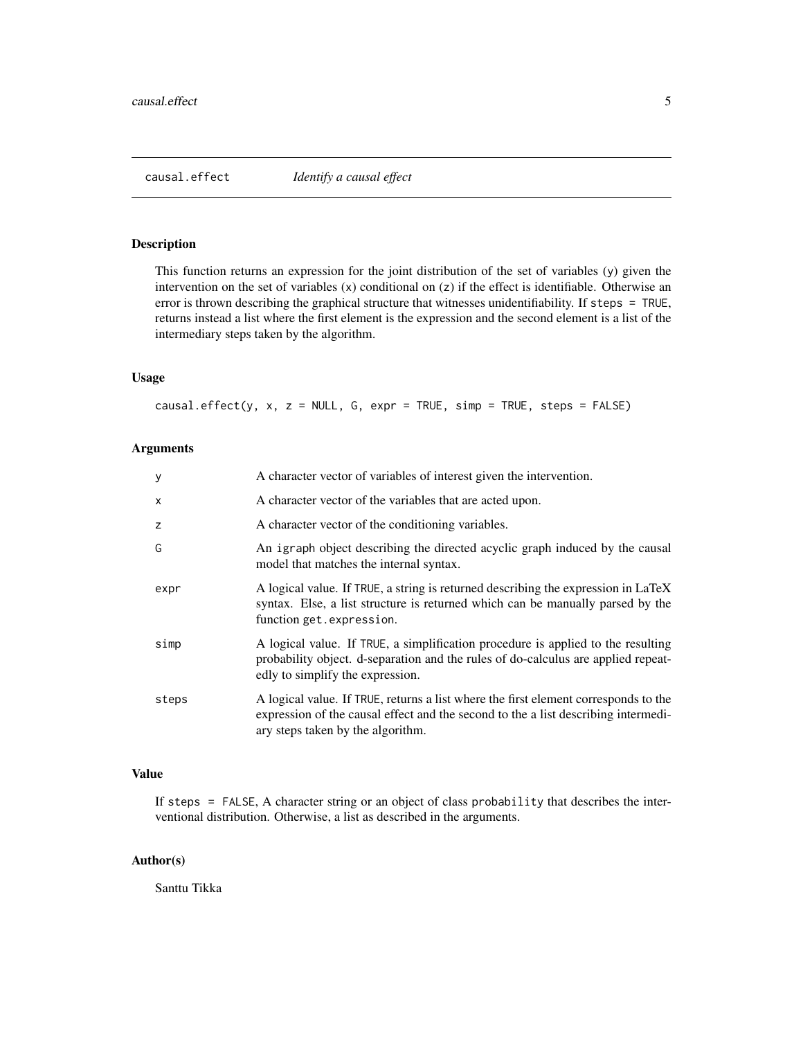# causal.effect — *Identify a causal effect*

## Description

This function returns an expression for the joint distribution of the set of variables (`y`) given the intervention on the set of variables (`x`) conditional on (`z`) if the effect is identifiable. Otherwise an error is thrown describing the graphical structure that witnesses unidentifiability. If `steps = TRUE`, returns instead a list where the first element is the expression and the second element is a list of the intermediary steps taken by the algorithm.

## Usage

```
causal.effect(y, x, z = NULL, G, expr = TRUE, simp = TRUE, steps = FALSE)
```

## Arguments

| | |
|---|---|
| `y` | A character vector of variables of interest given the intervention. |
| `x` | A character vector of the variables that are acted upon. |
| `z` | A character vector of the conditioning variables. |
| `G` | An `igraph` object describing the directed acyclic graph induced by the causal model that matches the internal syntax. |
| `expr` | A logical value. If `TRUE`, a string is returned describing the expression in LaTeX syntax. Else, a list structure is returned which can be manually parsed by the function `get.expression`. |
| `simp` | A logical value. If `TRUE`, a simplification procedure is applied to the resulting probability object. d-separation and the rules of do-calculus are applied repeatedly to simplify the expression. |
| `steps` | A logical value. If `TRUE`, returns a list where the first element corresponds to the expression of the causal effect and the second to the a list describing intermediary steps taken by the algorithm. |

## Value

If `steps = FALSE`, A character string or an object of class `probability` that describes the interventional distribution. Otherwise, a list as described in the arguments.

## Author(s)

Santtu Tikka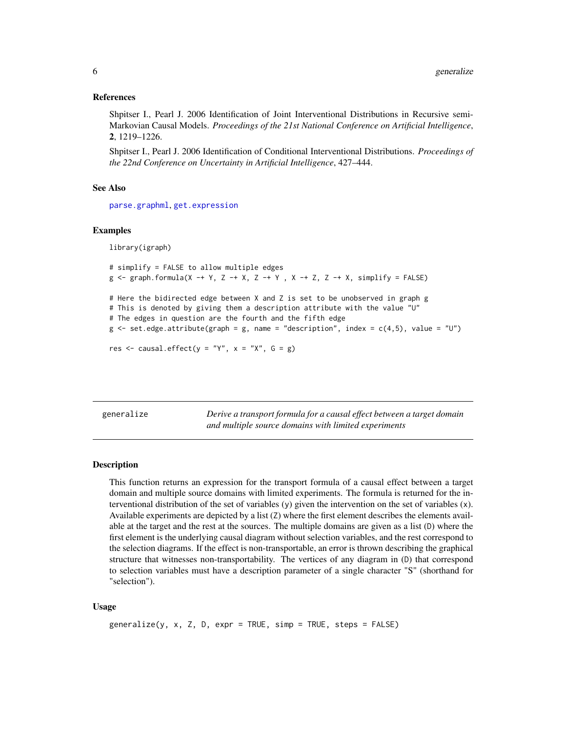### References

Shpitser I., Pearl J. 2006 Identification of Joint Interventional Distributions in Recursive semi-Markovian Causal Models. *Proceedings of the 21st National Conference on Artificial Intelligence*, **2**, 1219–1226.

Shpitser I., Pearl J. 2006 Identification of Conditional Interventional Distributions. *Proceedings of the 22nd Conference on Uncertainty in Artificial Intelligence*, 427–444.

### See Also

parse.graphml, get.expression

### Examples

```
library(igraph)

# simplify = FALSE to allow multiple edges
g <- graph.formula(X -+ Y, Z -+ X, Z -+ Y , X -+ Z, Z -+ X, simplify = FALSE)

# Here the bidirected edge between X and Z is set to be unobserved in graph g
# This is denoted by giving them a description attribute with the value "U"
# The edges in question are the fourth and the fifth edge
g <- set.edge.attribute(graph = g, name = "description", index = c(4,5), value = "U")

res <- causal.effect(y = "Y", x = "X", G = g)
```

---

## generalize — *Derive a transport formula for a causal effect between a target domain and multiple source domains with limited experiments*

### Description

This function returns an expression for the transport formula of a causal effect between a target domain and multiple source domains with limited experiments. The formula is returned for the interventional distribution of the set of variables (y) given the intervention on the set of variables (x). Available experiments are depicted by a list (Z) where the first element describes the elements available at the target and the rest at the sources. The multiple domains are given as a list (D) where the first element is the underlying causal diagram without selection variables, and the rest correspond to the selection diagrams. If the effect is non-transportable, an error is thrown describing the graphical structure that witnesses non-transportability. The vertices of any diagram in (D) that correspond to selection variables must have a description parameter of a single character "S" (shorthand for "selection").

### Usage

```
generalize(y, x, Z, D, expr = TRUE, simp = TRUE, steps = FALSE)
```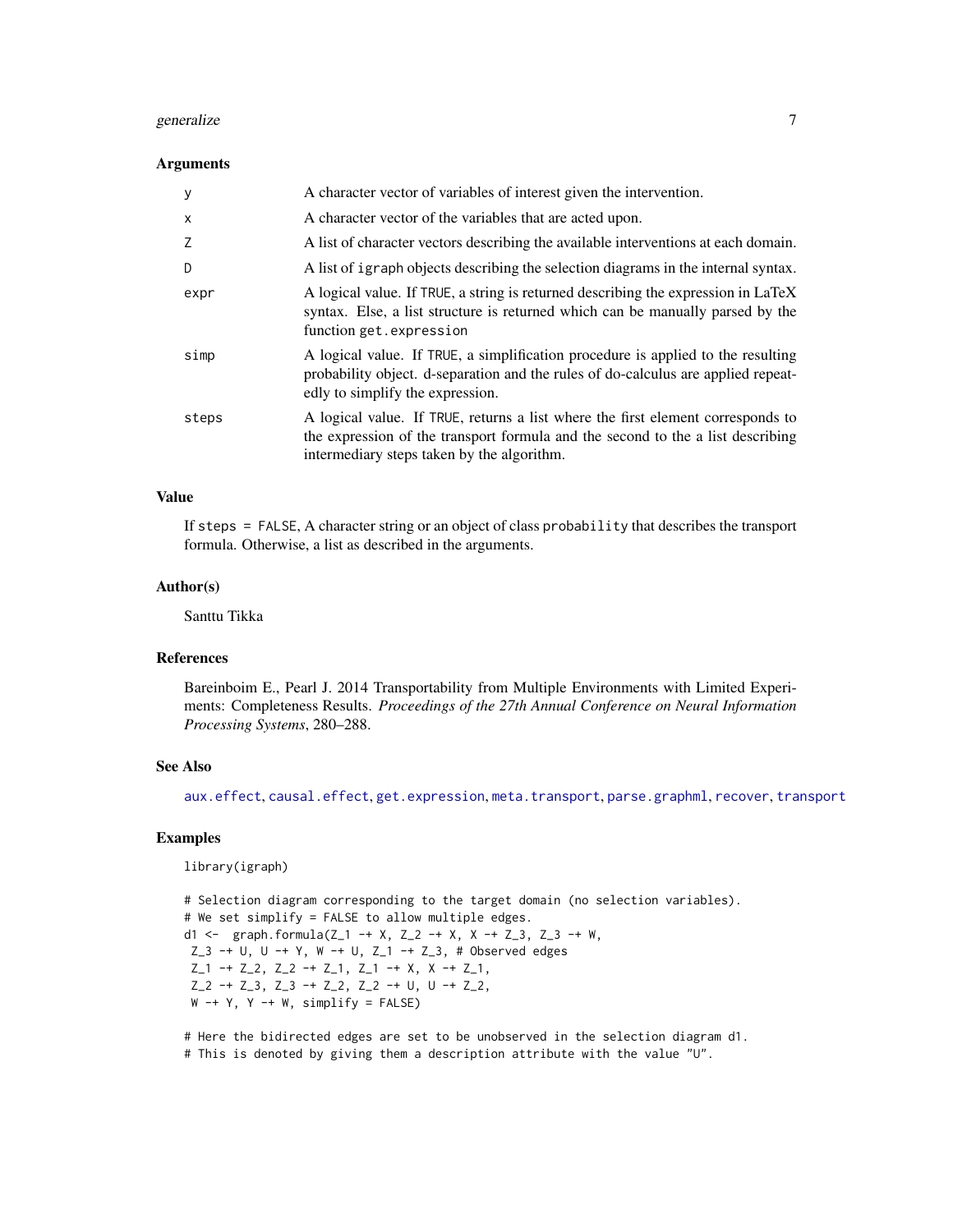### Arguments

| | |
|---|---|
| y | A character vector of variables of interest given the intervention. |
| x | A character vector of the variables that are acted upon. |
| Z | A list of character vectors describing the available interventions at each domain. |
| D | A list of igraph objects describing the selection diagrams in the internal syntax. |
| expr | A logical value. If TRUE, a string is returned describing the expression in LaTeX syntax. Else, a list structure is returned which can be manually parsed by the function get.expression |
| simp | A logical value. If TRUE, a simplification procedure is applied to the resulting probability object. d-separation and the rules of do-calculus are applied repeatedly to simplify the expression. |
| steps | A logical value. If TRUE, returns a list where the first element corresponds to the expression of the transport formula and the second to the a list describing intermediary steps taken by the algorithm. |

### Value

If steps = FALSE, A character string or an object of class probability that describes the transport formula. Otherwise, a list as described in the arguments.

### Author(s)

Santtu Tikka

### References

Bareinboim E., Pearl J. 2014 Transportability from Multiple Environments with Limited Experiments: Completeness Results. *Proceedings of the 27th Annual Conference on Neural Information Processing Systems*, 280–288.

### See Also

aux.effect, causal.effect, get.expression, meta.transport, parse.graphml, recover, transport

### Examples

```
library(igraph)

# Selection diagram corresponding to the target domain (no selection variables).
# We set simplify = FALSE to allow multiple edges.
d1 <-  graph.formula(Z_1 -+ X, Z_2 -+ X, X -+ Z_3, Z_3 -+ W,
 Z_3 -+ U, U -+ Y, W -+ U, Z_1 -+ Z_3, # Observed edges
 Z_1 -+ Z_2, Z_2 -+ Z_1, Z_1 -+ X, X -+ Z_1,
 Z_2 -+ Z_3, Z_3 -+ Z_2, Z_2 -+ U, U -+ Z_2,
 W -+ Y, Y -+ W, simplify = FALSE)

# Here the bidirected edges are set to be unobserved in the selection diagram d1.
# This is denoted by giving them a description attribute with the value "U".
```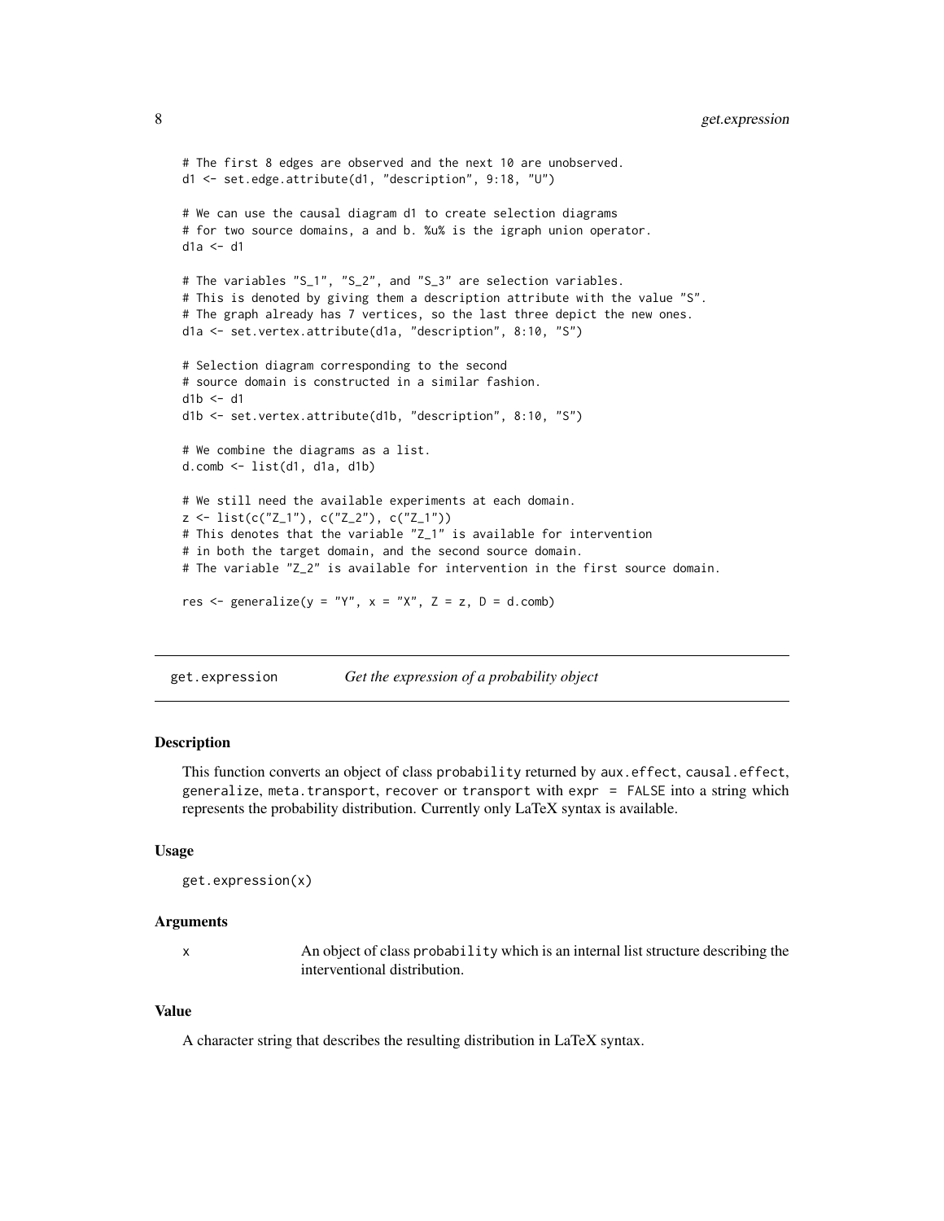```
# The first 8 edges are observed and the next 10 are unobserved.
d1 <- set.edge.attribute(d1, "description", 9:18, "U")

# We can use the causal diagram d1 to create selection diagrams
# for two source domains, a and b. %u% is the igraph union operator.
d1a <- d1

# The variables "S_1", "S_2", and "S_3" are selection variables.
# This is denoted by giving them a description attribute with the value "S".
# The graph already has 7 vertices, so the last three depict the new ones.
d1a <- set.vertex.attribute(d1a, "description", 8:10, "S")

# Selection diagram corresponding to the second
# source domain is constructed in a similar fashion.
d1b <- d1
d1b <- set.vertex.attribute(d1b, "description", 8:10, "S")

# We combine the diagrams as a list.
d.comb <- list(d1, d1a, d1b)

# We still need the available experiments at each domain.
z <- list(c("Z_1"), c("Z_2"), c("Z_1"))
# This denotes that the variable "Z_1" is available for intervention
# in both the target domain, and the second source domain.
# The variable "Z_2" is available for intervention in the first source domain.

res <- generalize(y = "Y", x = "X", Z = z, D = d.comb)
```

## get.expression *Get the expression of a probability object*

### Description

This function converts an object of class `probability` returned by `aux.effect`, `causal.effect`, `generalize`, `meta.transport`, `recover` or `transport` with `expr = FALSE` into a string which represents the probability distribution. Currently only LaTeX syntax is available.

### Usage

```
get.expression(x)
```

### Arguments

| | |
|---|---|
| x | An object of class `probability` which is an internal list structure describing the interventional distribution. |

### Value

A character string that describes the resulting distribution in LaTeX syntax.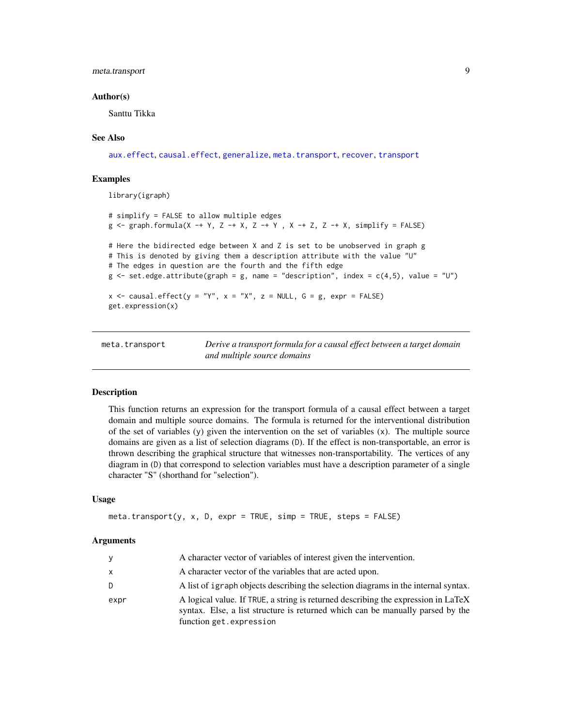### Author(s)

Santtu Tikka

### See Also

aux.effect, causal.effect, generalize, meta.transport, recover, transport

### Examples

```
library(igraph)

# simplify = FALSE to allow multiple edges
g <- graph.formula(X -+ Y, Z -+ X, Z -+ Y , X -+ Z, Z -+ X, simplify = FALSE)

# Here the bidirected edge between X and Z is set to be unobserved in graph g
# This is denoted by giving them a description attribute with the value "U"
# The edges in question are the fourth and the fifth edge
g <- set.edge.attribute(graph = g, name = "description", index = c(4,5), value = "U")

x <- causal.effect(y = "Y", x = "X", z = NULL, G = g, expr = FALSE)
get.expression(x)
```

---

## meta.transport

*Derive a transport formula for a causal effect between a target domain and multiple source domains*

### Description

This function returns an expression for the transport formula of a causal effect between a target domain and multiple source domains. The formula is returned for the interventional distribution of the set of variables (y) given the intervention on the set of variables (x). The multiple source domains are given as a list of selection diagrams (D). If the effect is non-transportable, an error is thrown describing the graphical structure that witnesses non-transportability. The vertices of any diagram in (D) that correspond to selection variables must have a description parameter of a single character "S" (shorthand for "selection").

### Usage

```
meta.transport(y, x, D, expr = TRUE, simp = TRUE, steps = FALSE)
```

### Arguments

| | |
|---|---|
| y | A character vector of variables of interest given the intervention. |
| x | A character vector of the variables that are acted upon. |
| D | A list of igraph objects describing the selection diagrams in the internal syntax. |
| expr | A logical value. If TRUE, a string is returned describing the expression in LaTeX syntax. Else, a list structure is returned which can be manually parsed by the function get.expression |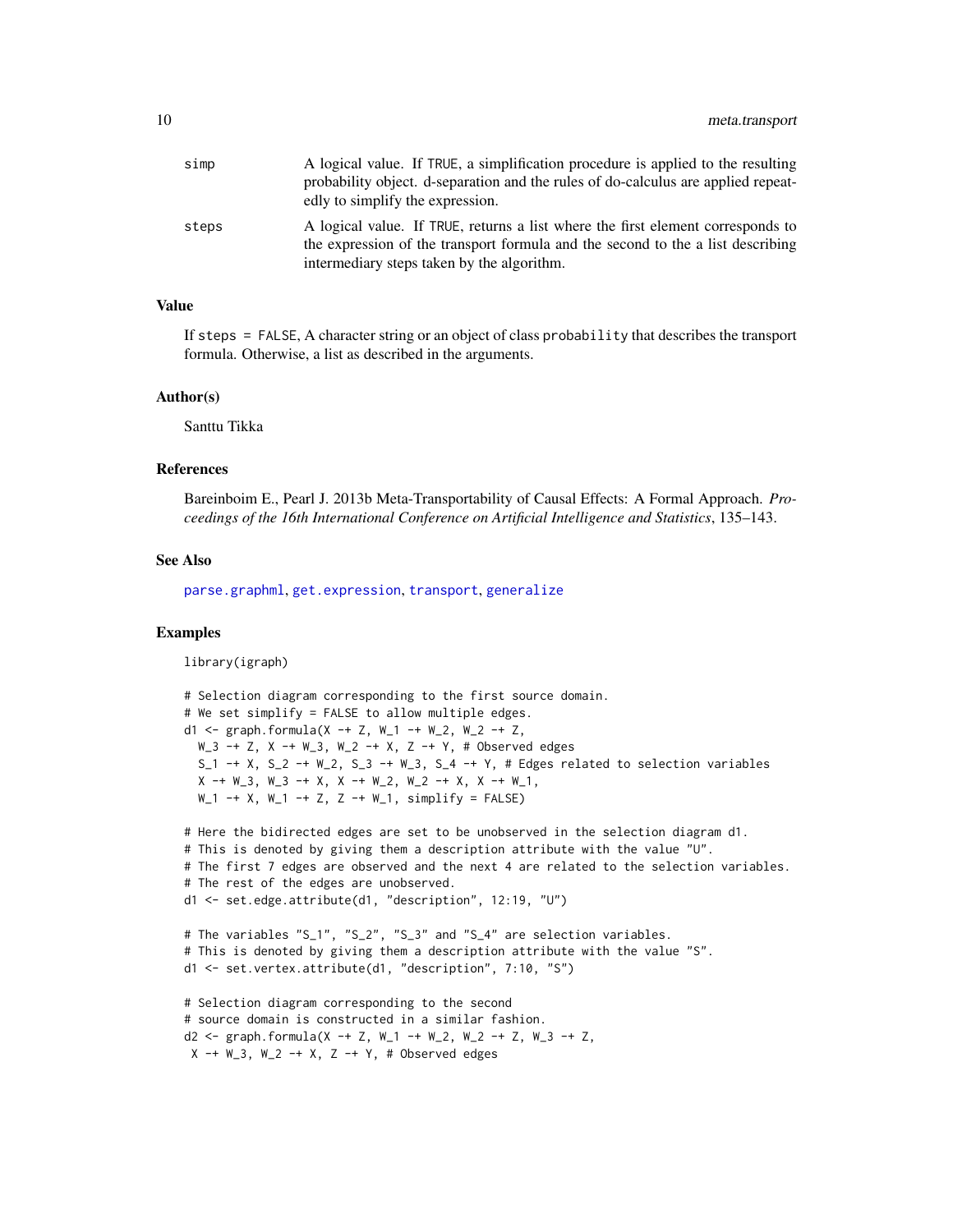simp
: A logical value. If TRUE, a simplification procedure is applied to the resulting probability object. d-separation and the rules of do-calculus are applied repeatedly to simplify the expression.

steps
: A logical value. If TRUE, returns a list where the first element corresponds to the expression of the transport formula and the second to the a list describing intermediary steps taken by the algorithm.

### Value

If `steps = FALSE`, A character string or an object of class `probability` that describes the transport formula. Otherwise, a list as described in the arguments.

### Author(s)

Santtu Tikka

### References

Bareinboim E., Pearl J. 2013b Meta-Transportability of Causal Effects: A Formal Approach. *Proceedings of the 16th International Conference on Artificial Intelligence and Statistics*, 135–143.

### See Also

parse.graphml, get.expression, transport, generalize

### Examples

```
library(igraph)

# Selection diagram corresponding to the first source domain.
# We set simplify = FALSE to allow multiple edges.
d1 <- graph.formula(X -+ Z, W_1 -+ W_2, W_2 -+ Z,
  W_3 -+ Z, X -+ W_3, W_2 -+ X, Z -+ Y, # Observed edges
  S_1 -+ X, S_2 -+ W_2, S_3 -+ W_3, S_4 -+ Y, # Edges related to selection variables
  X -+ W_3, W_3 -+ X, X -+ W_2, W_2 -+ X, X -+ W_1,
  W_1 -+ X, W_1 -+ Z, Z -+ W_1, simplify = FALSE)

# Here the bidirected edges are set to be unobserved in the selection diagram d1.
# This is denoted by giving them a description attribute with the value "U".
# The first 7 edges are observed and the next 4 are related to the selection variables.
# The rest of the edges are unobserved.
d1 <- set.edge.attribute(d1, "description", 12:19, "U")

# The variables "S_1", "S_2", "S_3" and "S_4" are selection variables.
# This is denoted by giving them a description attribute with the value "S".
d1 <- set.vertex.attribute(d1, "description", 7:10, "S")

# Selection diagram corresponding to the second
# source domain is constructed in a similar fashion.
d2 <- graph.formula(X -+ Z, W_1 -+ W_2, W_2 -+ Z, W_3 -+ Z,
 X -+ W_3, W_2 -+ X, Z -+ Y, # Observed edges
```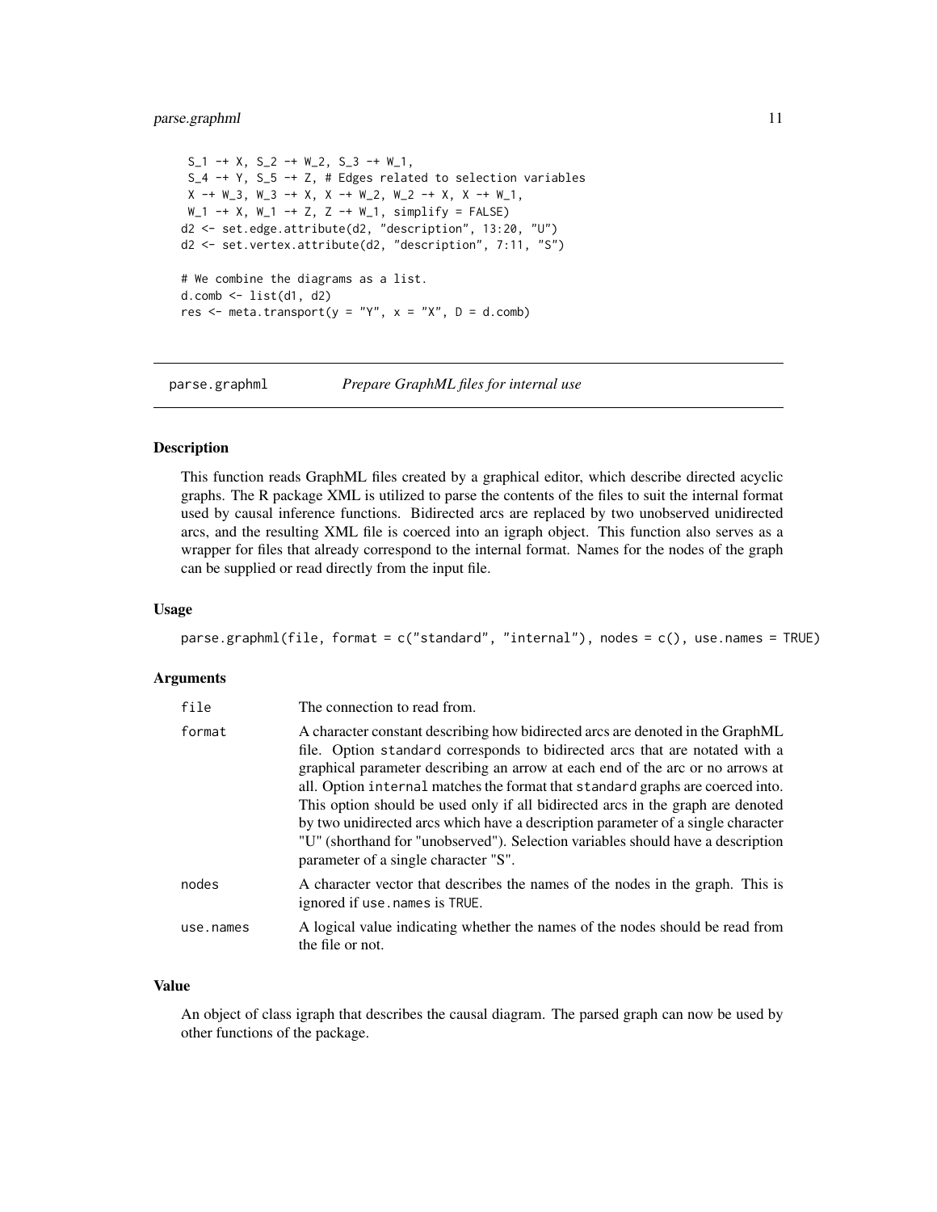```
 S_1 -+ X, S_2 -+ W_2, S_3 -+ W_1,
 S_4 -+ Y, S_5 -+ Z, # Edges related to selection variables
 X -+ W_3, W_3 -+ X, X -+ W_2, W_2 -+ X, X -+ W_1,
 W_1 -+ X, W_1 -+ Z, Z -+ W_1, simplify = FALSE)
d2 <- set.edge.attribute(d2, "description", 13:20, "U")
d2 <- set.vertex.attribute(d2, "description", 7:11, "S")

# We combine the diagrams as a list.
d.comb <- list(d1, d2)
res <- meta.transport(y = "Y", x = "X", D = d.comb)
```

---

## parse.graphml — *Prepare GraphML files for internal use*

---

### Description

This function reads GraphML files created by a graphical editor, which describe directed acyclic graphs. The R package XML is utilized to parse the contents of the files to suit the internal format used by causal inference functions. Bidirected arcs are replaced by two unobserved unidirected arcs, and the resulting XML file is coerced into an igraph object. This function also serves as a wrapper for files that already correspond to the internal format. Names for the nodes of the graph can be supplied or read directly from the input file.

### Usage

```
parse.graphml(file, format = c("standard", "internal"), nodes = c(), use.names = TRUE)
```

### Arguments

| | |
|---|---|
| `file` | The connection to read from. |
| `format` | A character constant describing how bidirected arcs are denoted in the GraphML file. Option `standard` corresponds to bidirected arcs that are notated with a graphical parameter describing an arrow at each end of the arc or no arrows at all. Option `internal` matches the format that `standard` graphs are coerced into. This option should be used only if all bidirected arcs in the graph are denoted by two unidirected arcs which have a description parameter of a single character "U" (shorthand for "unobserved"). Selection variables should have a description parameter of a single character "S". |
| `nodes` | A character vector that describes the names of the nodes in the graph. This is ignored if `use.names` is `TRUE`. |
| `use.names` | A logical value indicating whether the names of the nodes should be read from the file or not. |

### Value

An object of class igraph that describes the causal diagram. The parsed graph can now be used by other functions of the package.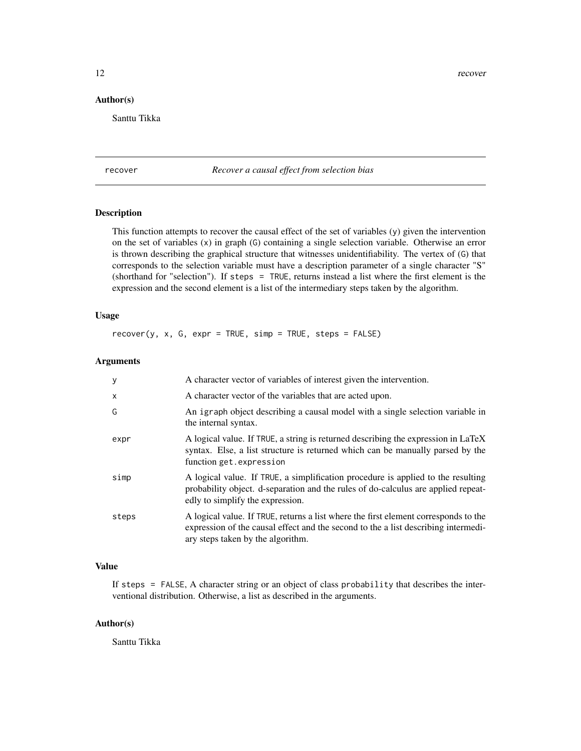### Author(s)

Santtu Tikka

## recover *Recover a causal effect from selection bias*

### Description

This function attempts to recover the causal effect of the set of variables (y) given the intervention on the set of variables (x) in graph (G) containing a single selection variable. Otherwise an error is thrown describing the graphical structure that witnesses unidentifiability. The vertex of (G) that corresponds to the selection variable must have a description parameter of a single character "S" (shorthand for "selection"). If `steps = TRUE`, returns instead a list where the first element is the expression and the second element is a list of the intermediary steps taken by the algorithm.

### Usage

```
recover(y, x, G, expr = TRUE, simp = TRUE, steps = FALSE)
```

### Arguments

| | |
|---|---|
| y | A character vector of variables of interest given the intervention. |
| x | A character vector of the variables that are acted upon. |
| G | An igraph object describing a causal model with a single selection variable in the internal syntax. |
| expr | A logical value. If TRUE, a string is returned describing the expression in LaTeX syntax. Else, a list structure is returned which can be manually parsed by the function `get.expression` |
| simp | A logical value. If TRUE, a simplification procedure is applied to the resulting probability object. d-separation and the rules of do-calculus are applied repeatedly to simplify the expression. |
| steps | A logical value. If TRUE, returns a list where the first element corresponds to the expression of the causal effect and the second to the a list describing intermediary steps taken by the algorithm. |

### Value

If `steps = FALSE`, A character string or an object of class `probability` that describes the interventional distribution. Otherwise, a list as described in the arguments.

### Author(s)

Santtu Tikka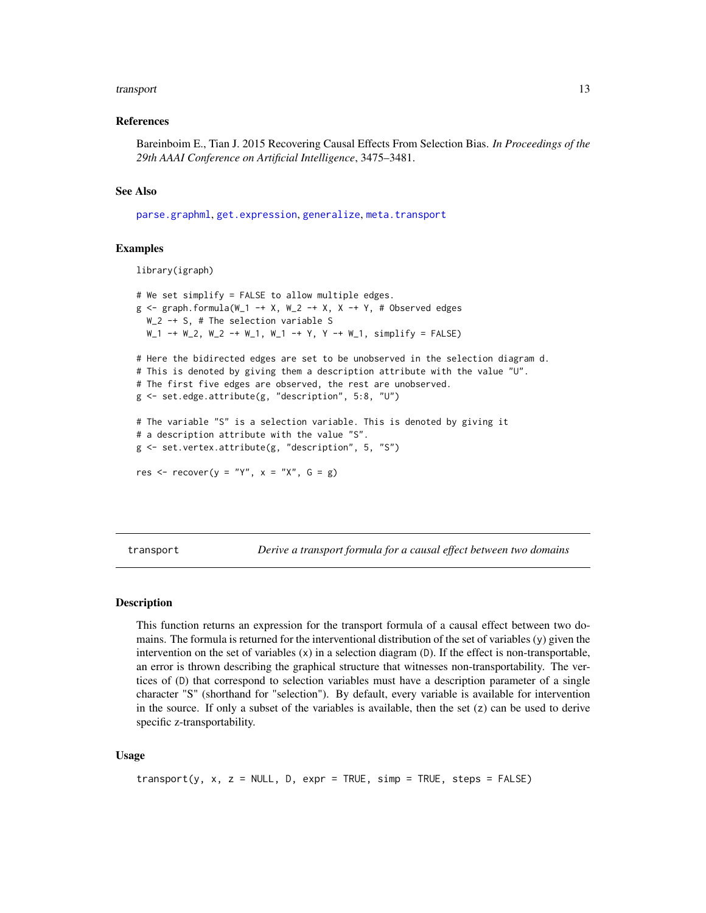### References

Bareinboim E., Tian J. 2015 Recovering Causal Effects From Selection Bias. *In Proceedings of the 29th AAAI Conference on Artificial Intelligence*, 3475–3481.

### See Also

parse.graphml, get.expression, generalize, meta.transport

### Examples

```
library(igraph)

# We set simplify = FALSE to allow multiple edges.
g <- graph.formula(W_1 -+ X, W_2 -+ X, X -+ Y, # Observed edges
  W_2 -+ S, # The selection variable S
  W_1 -+ W_2, W_2 -+ W_1, W_1 -+ Y, Y -+ W_1, simplify = FALSE)

# Here the bidirected edges are set to be unobserved in the selection diagram d.
# This is denoted by giving them a description attribute with the value "U".
# The first five edges are observed, the rest are unobserved.
g <- set.edge.attribute(g, "description", 5:8, "U")

# The variable "S" is a selection variable. This is denoted by giving it
# a description attribute with the value "S".
g <- set.vertex.attribute(g, "description", 5, "S")

res <- recover(y = "Y", x = "X", G = g)
```

---

## transport — *Derive a transport formula for a causal effect between two domains*

### Description

This function returns an expression for the transport formula of a causal effect between two domains. The formula is returned for the interventional distribution of the set of variables (y) given the intervention on the set of variables (x) in a selection diagram (D). If the effect is non-transportable, an error is thrown describing the graphical structure that witnesses non-transportability. The vertices of (D) that correspond to selection variables must have a description parameter of a single character "S" (shorthand for "selection"). By default, every variable is available for intervention in the source. If only a subset of the variables is available, then the set (z) can be used to derive specific z-transportability.

### Usage

```
transport(y, x, z = NULL, D, expr = TRUE, simp = TRUE, steps = FALSE)
```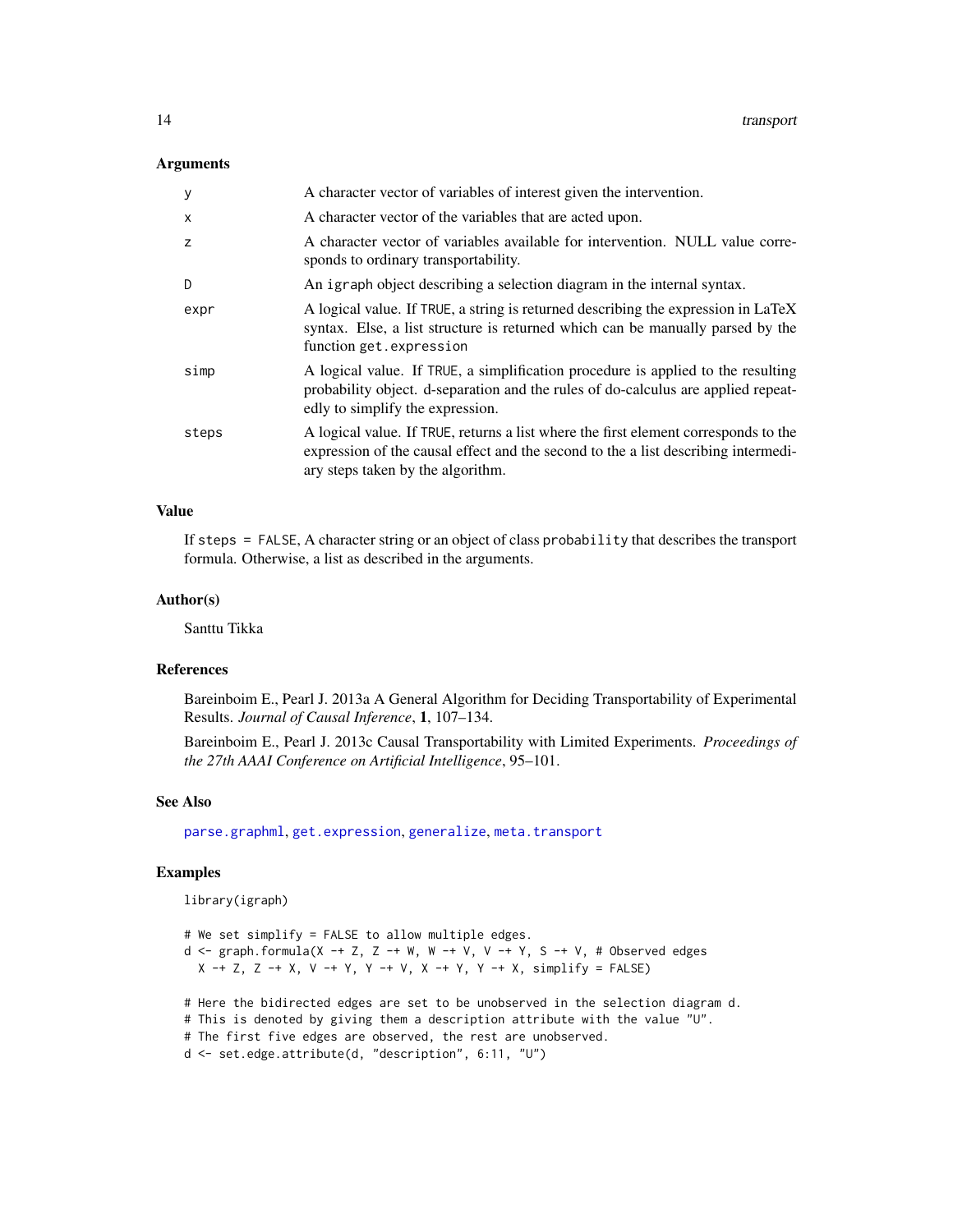### Arguments

| | |
|---|---|
| y | A character vector of variables of interest given the intervention. |
| x | A character vector of the variables that are acted upon. |
| z | A character vector of variables available for intervention. NULL value corresponds to ordinary transportability. |
| D | An `igraph` object describing a selection diagram in the internal syntax. |
| expr | A logical value. If TRUE, a string is returned describing the expression in LaTeX syntax. Else, a list structure is returned which can be manually parsed by the function `get.expression` |
| simp | A logical value. If TRUE, a simplification procedure is applied to the resulting probability object. d-separation and the rules of do-calculus are applied repeatedly to simplify the expression. |
| steps | A logical value. If TRUE, returns a list where the first element corresponds to the expression of the causal effect and the second to the a list describing intermediary steps taken by the algorithm. |

### Value

If `steps = FALSE`, A character string or an object of class `probability` that describes the transport formula. Otherwise, a list as described in the arguments.

### Author(s)

Santtu Tikka

### References

Bareinboim E., Pearl J. 2013a A General Algorithm for Deciding Transportability of Experimental Results. *Journal of Causal Inference*, **1**, 107–134.

Bareinboim E., Pearl J. 2013c Causal Transportability with Limited Experiments. *Proceedings of the 27th AAAI Conference on Artificial Intelligence*, 95–101.

### See Also

parse.graphml, get.expression, generalize, meta.transport

### Examples

```
library(igraph)

# We set simplify = FALSE to allow multiple edges.
d <- graph.formula(X -+ Z, Z -+ W, W -+ V, V -+ Y, S -+ V, # Observed edges
  X -+ Z, Z -+ X, V -+ Y, Y -+ V, X -+ Y, Y -+ X, simplify = FALSE)

# Here the bidirected edges are set to be unobserved in the selection diagram d.
# This is denoted by giving them a description attribute with the value "U".
# The first five edges are observed, the rest are unobserved.
d <- set.edge.attribute(d, "description", 6:11, "U")
```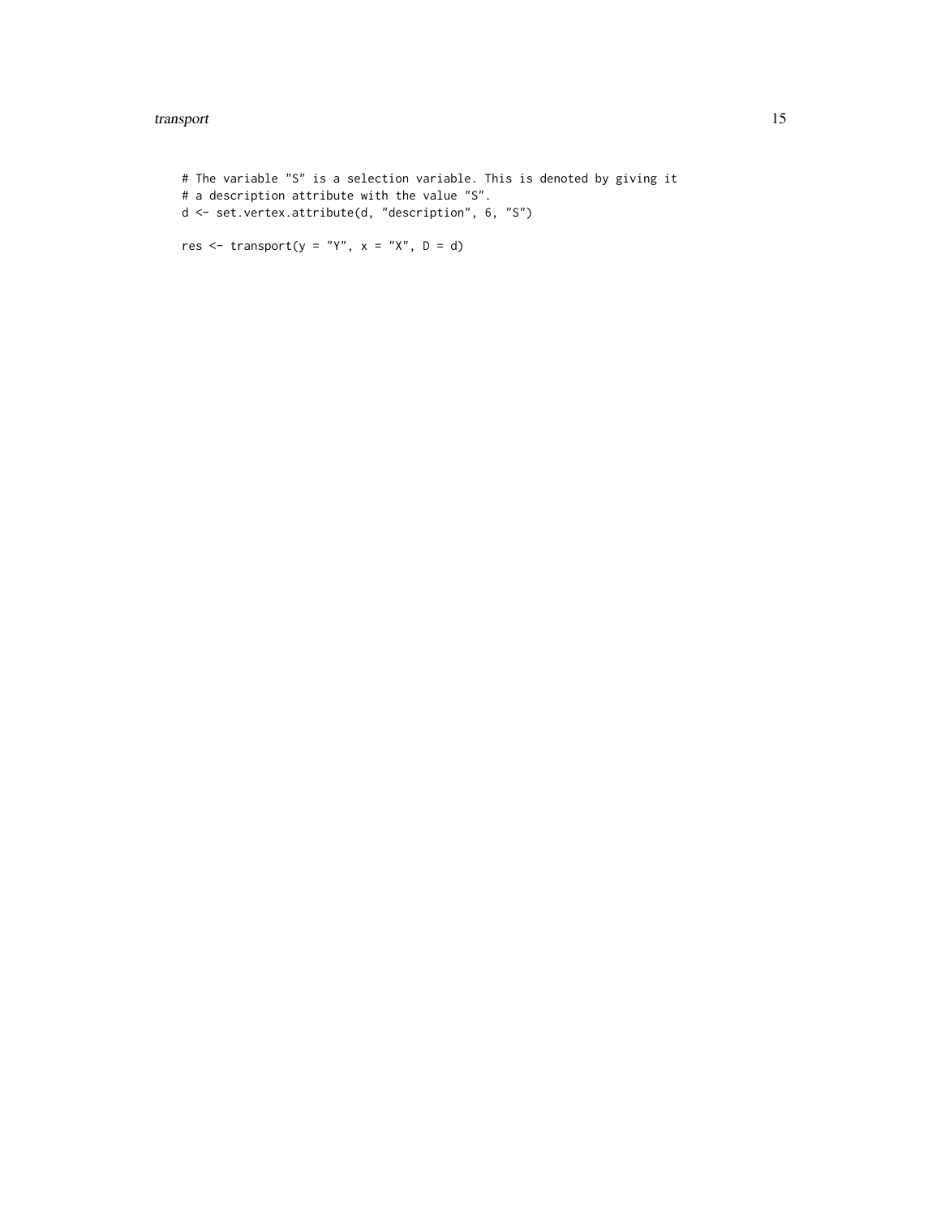```
# The variable "S" is a selection variable. This is denoted by giving it
# a description attribute with the value "S".
d <- set.vertex.attribute(d, "description", 6, "S")

res <- transport(y = "Y", x = "X", D = d)
```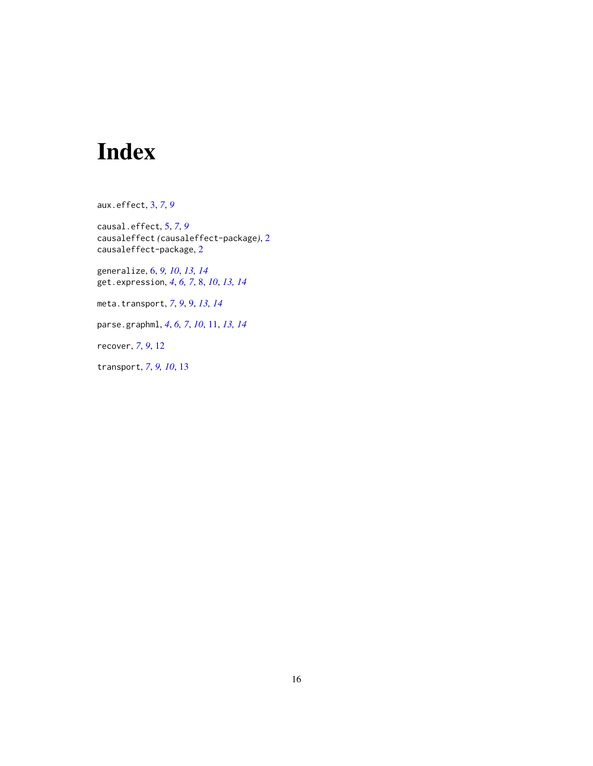# Index

aux.effect, 3, *7*, *9*

causal.effect, 5, *7*, *9*
causaleffect (causaleffect-package), 2
causaleffect-package, 2

generalize, 6, *9, 10*, *13, 14*
get.expression, *4*, *6, 7*, 8, *10*, *13, 14*

meta.transport, *7*, *9*, 9, *13, 14*

parse.graphml, *4*, *6, 7*, *10*, 11, *13, 14*

recover, *7*, *9*, 12

transport, *7*, *9, 10*, 13